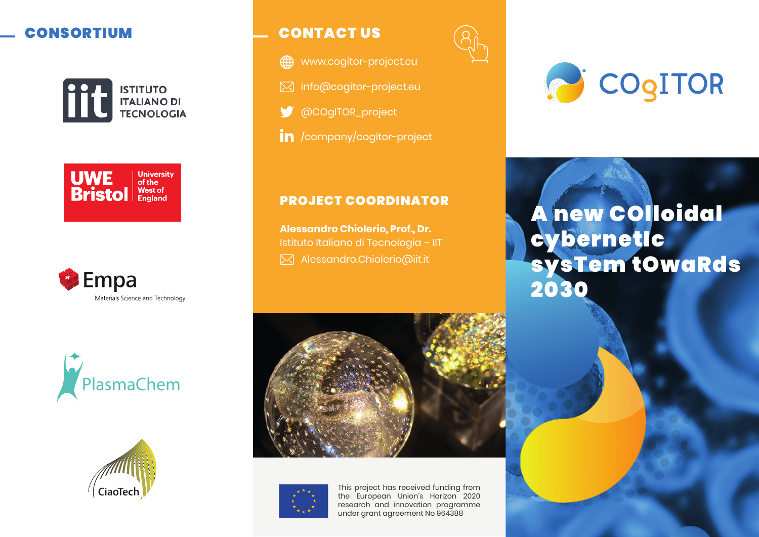## CONSORTIUM

ISTITUTO ITALIANO DI TECNOLOGIA

UWE Bristol
University of the West of England

Empa
Materials Science and Technology

PlasmaChem

CiaoTech

## CONTACT US

www.cogitor-project.eu

info@cogitor-project.eu

@COgITOR_project

/company/cogitor-project

## PROJECT COORDINATOR

**Alessandro Chiolerio, Prof., Dr.**
Istituto Italiano di Tecnologia – IIT
Alessandro.Chiolerio@iit.it

This project has received funding from the European Union's Horizon 2020 research and innovation programme under grant agreement No 964388

# COgITOR

# A new COlloidal cybernetIc sysTem tOwaRds 2030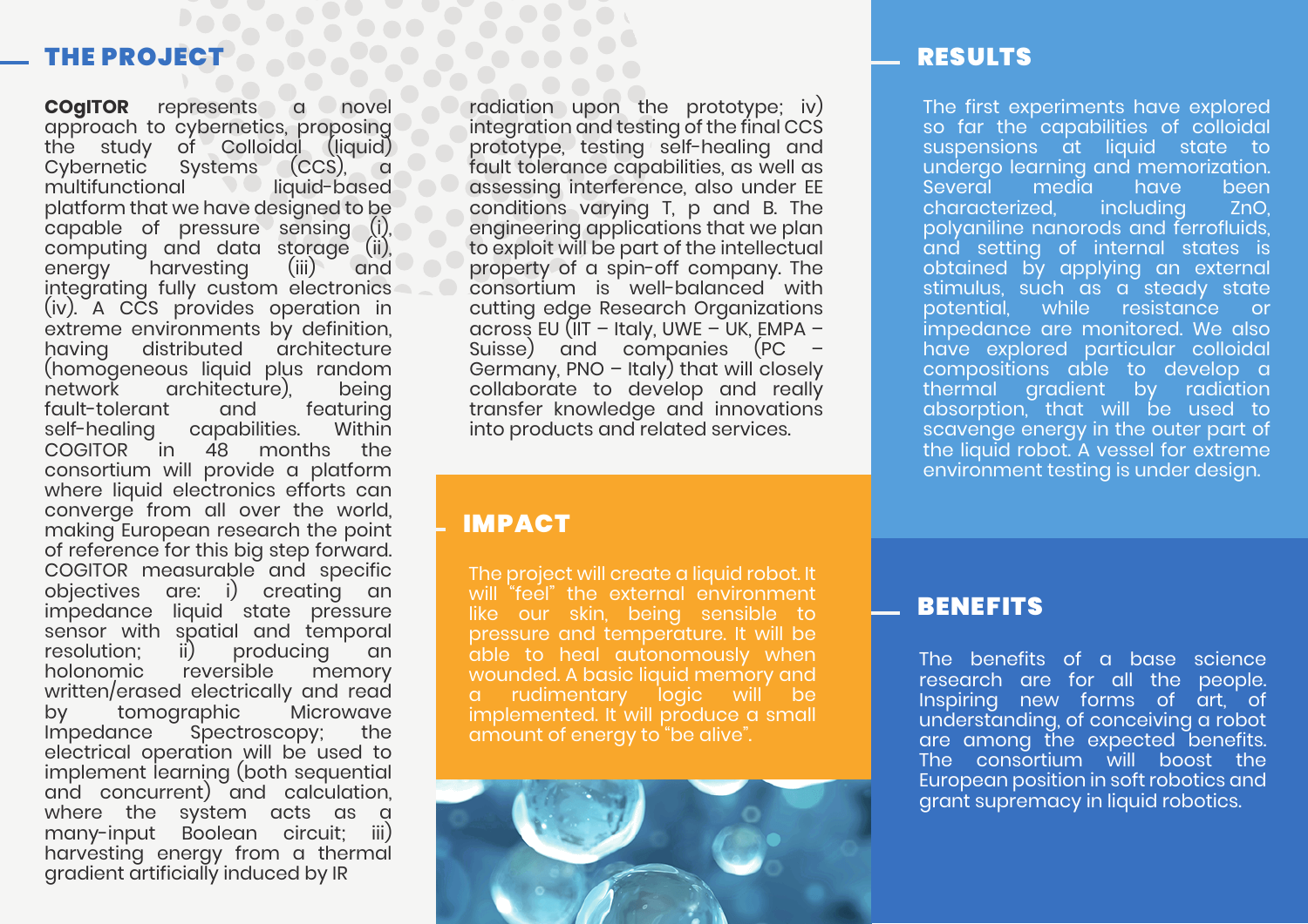## THE PROJECT

**COgITOR** represents a novel approach to cybernetics, proposing the study of Colloidal (liquid) Cybernetic Systems (CCS), a multifunctional liquid-based platform that we have designed to be capable of pressure sensing (i), computing and data storage (ii), energy harvesting (iii) and integrating fully custom electronics (iv). A CCS provides operation in extreme environments by definition, having distributed architecture (homogeneous liquid plus random network architecture), being fault-tolerant and featuring self-healing capabilities. Within COGITOR in 48 months the consortium will provide a platform where liquid electronics efforts can converge from all over the world, making European research the point of reference for this big step forward. COGITOR measurable and specific objectives are: i) creating an impedance liquid state pressure sensor with spatial and temporal resolution; ii) producing an holonomic reversible memory written/erased electrically and read by tomographic Microwave Impedance Spectroscopy; the electrical operation will be used to implement learning (both sequential and concurrent) and calculation, where the system acts as a many-input Boolean circuit; iii) harvesting energy from a thermal gradient artificially induced by IR radiation upon the prototype; iv) integration and testing of the final CCS prototype, testing self-healing and fault tolerance capabilities, as well as assessing interference, also under EE conditions varying T, p and B. The engineering applications that we plan to exploit will be part of the intellectual property of a spin-off company. The consortium is well-balanced with cutting edge Research Organizations across EU (IIT – Italy, UWE – UK, EMPA – Suisse) and companies (PC – Germany, PNO – Italy) that will closely collaborate to develop and really transfer knowledge and innovations into products and related services.

## IMPACT

The project will create a liquid robot. It will "feel" the external environment like our skin, being sensible to pressure and temperature. It will be able to heal autonomously when wounded. A basic liquid memory and a rudimentary logic will be implemented. It will produce a small amount of energy to "be alive".

## RESULTS

The first experiments have explored so far the capabilities of colloidal suspensions at liquid state to undergo learning and memorization. Several media have been characterized, including ZnO, polyaniline nanorods and ferrofluids, and setting of internal states is obtained by applying an external stimulus, such as a steady state potential, while resistance or impedance are monitored. We also have explored particular colloidal compositions able to develop a thermal gradient by radiation absorption, that will be used to scavenge energy in the outer part of the liquid robot. A vessel for extreme environment testing is under design.

## BENEFITS

The benefits of a base science research are for all the people. Inspiring new forms of art, of understanding, of conceiving a robot are among the expected benefits. The consortium will boost the European position in soft robotics and grant supremacy in liquid robotics.